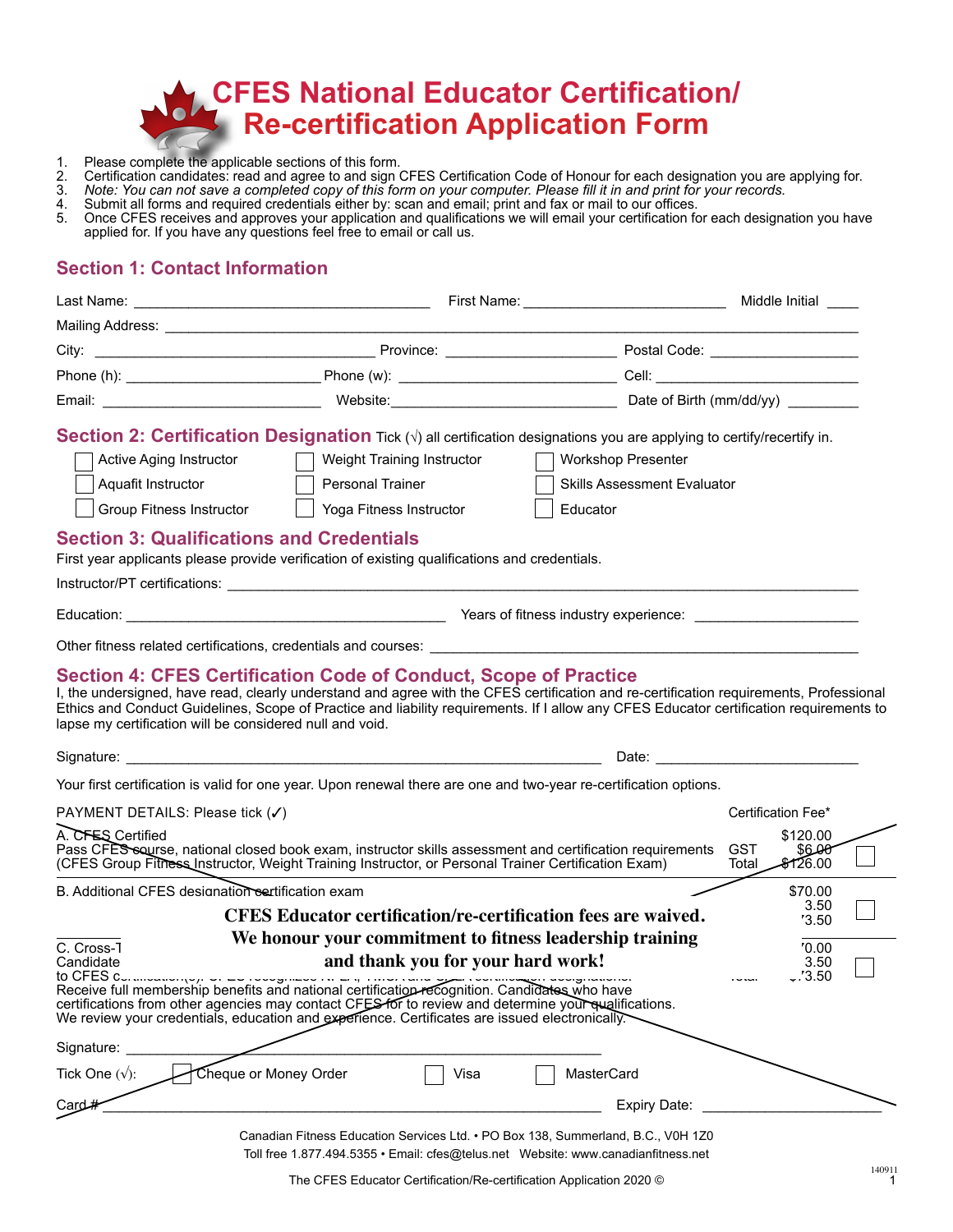# CFES National Educator Certification/ Re-certification Application Form

1. Please complete the applicable sections of this form.
2. Certification candidates: read and agree to and sign CFES Certification Code of Honour for each designation you are applying for.
3. *Note: You can not save a completed copy of this form on your computer. Please fill it in and print for your records.*
4. Submit all forms and required credentials either by: scan and email; print and fax or mail to our offices.
5. Once CFES receives and approves your application and qualifications we will email your certification for each designation you have applied for. If you have any questions feel free to email or call us.

## Section 1: Contact Information

Last Name: ______________________ First Name: ______________________ Middle Initial ____

Mailing Address: ____________________________________________

City: ______________________ Province: ______________________ Postal Code: ______________________

Phone (h): ______________________ Phone (w): ______________________ Cell: ______________________

Email: ______________________ Website: ______________________ Date of Birth (mm/dd/yy) __________

## Section 2: Certification Designation

Tick (√) all certification designations you are applying to certify/recertify in.

- ☐ Active Aging Instructor
- ☐ Aquafit Instructor
- ☐ Group Fitness Instructor
- ☐ Weight Training Instructor
- ☐ Personal Trainer
- ☐ Yoga Fitness Instructor
- ☐ Workshop Presenter
- ☐ Skills Assessment Evaluator
- ☐ Educator

## Section 3: Qualifications and Credentials

First year applicants please provide verification of existing qualifications and credentials.

Instructor/PT certifications: ____________________________________________

Education: ______________________ Years of fitness industry experience: ______________________

Other fitness related certifications, credentials and courses: ______________________

## Section 4: CFES Certification Code of Conduct, Scope of Practice

I, the undersigned, have read, clearly understand and agree with the CFES certification and re-certification requirements, Professional Ethics and Conduct Guidelines, Scope of Practice and liability requirements. If I allow any CFES Educator certification requirements to lapse my certification will be considered null and void.

Signature: ____________________________________________ Date: ______________________

Your first certification is valid for one year. Upon renewal there are one and two-year re-certification options.

PAYMENT DETAILS: Please tick (✓) — Certification Fee*

A. CFES Certified
Pass CFES course, national closed book exam, instructor skills assessment and certification requirements (CFES Group Fitness Instructor, Weight Training Instructor, or Personal Trainer Certification Exam) — $120.00, GST $6.00, Total $126.00 ☐

B. Additional CFES designation certification exam — $70.00, 3.50, 73.50 ☐

**CFES Educator certification/re-certification fees are waived.**
**We honour your commitment to fitness leadership training and thank you for your hard work!**

C. Cross-T... Candidate ... to CFES c... — 70.00, 3.50, Total 73.50 ☐
Receive full membership benefits and national certification recognition. Candidates who have certifications from other agencies may contact CFES for to review and determine your qualifications. We review your credentials, education and experience. Certificates are issued electronically.

Signature: ____________________________________________

Tick One (√): ☐ Cheque or Money Order ☐ Visa ☐ MasterCard

Card #: ____________________________________________ Expiry Date: ______________________

Canadian Fitness Education Services Ltd. • PO Box 138, Summerland, B.C., V0H 1Z0
Toll free 1.877.494.5355 • Email: cfes@telus.net Website: www.canadianfitness.net

The CFES Educator Certification/Re-certification Application 2020 ©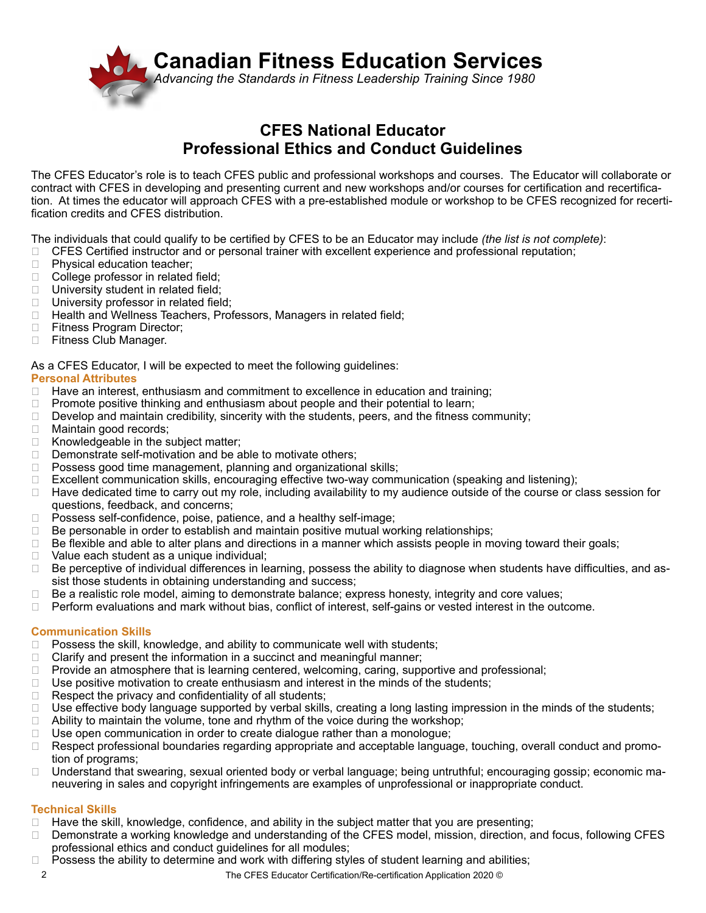# Canadian Fitness Education Services

*Advancing the Standards in Fitness Leadership Training Since 1980*

## CFES National Educator
## Professional Ethics and Conduct Guidelines

The CFES Educator's role is to teach CFES public and professional workshops and courses. The Educator will collaborate or contract with CFES in developing and presenting current and new workshops and/or courses for certification and recertification. At times the educator will approach CFES with a pre-established module or workshop to be CFES recognized for recertification credits and CFES distribution.

The individuals that could qualify to be certified by CFES to be an Educator may include *(the list is not complete)*:

- CFES Certified instructor and or personal trainer with excellent experience and professional reputation;
- Physical education teacher;
- College professor in related field;
- University student in related field;
- University professor in related field;
- Health and Wellness Teachers, Professors, Managers in related field;
- Fitness Program Director;
- Fitness Club Manager.

As a CFES Educator, I will be expected to meet the following guidelines:

### Personal Attributes

- Have an interest, enthusiasm and commitment to excellence in education and training;
- Promote positive thinking and enthusiasm about people and their potential to learn;
- Develop and maintain credibility, sincerity with the students, peers, and the fitness community;
- Maintain good records;
- Knowledgeable in the subject matter;
- Demonstrate self-motivation and be able to motivate others;
- Possess good time management, planning and organizational skills;
- Excellent communication skills, encouraging effective two-way communication (speaking and listening);
- Have dedicated time to carry out my role, including availability to my audience outside of the course or class session for questions, feedback, and concerns;
- Possess self-confidence, poise, patience, and a healthy self-image;
- Be personable in order to establish and maintain positive mutual working relationships;
- Be flexible and able to alter plans and directions in a manner which assists people in moving toward their goals;
- Value each student as a unique individual;
- Be perceptive of individual differences in learning, possess the ability to diagnose when students have difficulties, and assist those students in obtaining understanding and success;
- Be a realistic role model, aiming to demonstrate balance; express honesty, integrity and core values;
- Perform evaluations and mark without bias, conflict of interest, self-gains or vested interest in the outcome.

### Communication Skills

- Possess the skill, knowledge, and ability to communicate well with students;
- Clarify and present the information in a succinct and meaningful manner;
- Provide an atmosphere that is learning centered, welcoming, caring, supportive and professional;
- Use positive motivation to create enthusiasm and interest in the minds of the students;
- Respect the privacy and confidentiality of all students;
- Use effective body language supported by verbal skills, creating a long lasting impression in the minds of the students;
- Ability to maintain the volume, tone and rhythm of the voice during the workshop;
- Use open communication in order to create dialogue rather than a monologue;
- Respect professional boundaries regarding appropriate and acceptable language, touching, overall conduct and promotion of programs;
- Understand that swearing, sexual oriented body or verbal language; being untruthful; encouraging gossip; economic maneuvering in sales and copyright infringements are examples of unprofessional or inappropriate conduct.

### Technical Skills

- Have the skill, knowledge, confidence, and ability in the subject matter that you are presenting;
- Demonstrate a working knowledge and understanding of the CFES model, mission, direction, and focus, following CFES professional ethics and conduct guidelines for all modules;
- Possess the ability to determine and work with differing styles of student learning and abilities;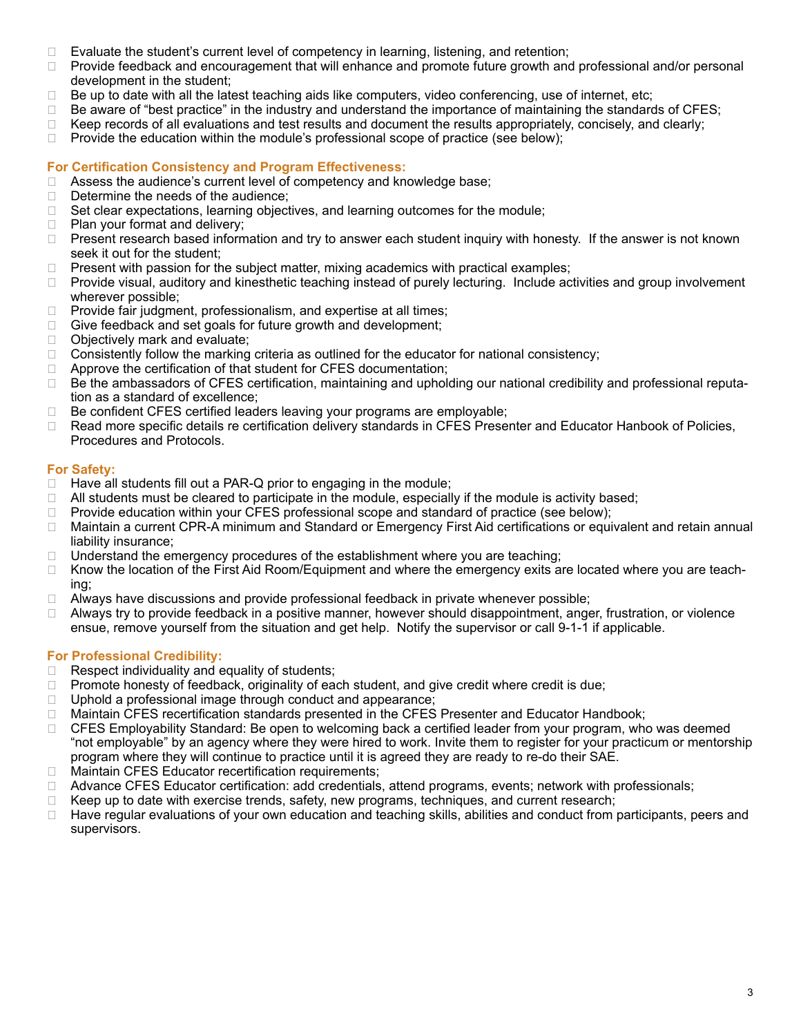- Evaluate the student's current level of competency in learning, listening, and retention;
- Provide feedback and encouragement that will enhance and promote future growth and professional and/or personal development in the student;
- Be up to date with all the latest teaching aids like computers, video conferencing, use of internet, etc;
- Be aware of "best practice" in the industry and understand the importance of maintaining the standards of CFES;
- Keep records of all evaluations and test results and document the results appropriately, concisely, and clearly;
- Provide the education within the module's professional scope of practice (see below);

### For Certification Consistency and Program Effectiveness:

- Assess the audience's current level of competency and knowledge base;
- Determine the needs of the audience;
- Set clear expectations, learning objectives, and learning outcomes for the module;
- Plan your format and delivery;
- Present research based information and try to answer each student inquiry with honesty. If the answer is not known seek it out for the student;
- Present with passion for the subject matter, mixing academics with practical examples;
- Provide visual, auditory and kinesthetic teaching instead of purely lecturing. Include activities and group involvement wherever possible;
- Provide fair judgment, professionalism, and expertise at all times;
- Give feedback and set goals for future growth and development;
- Objectively mark and evaluate;
- Consistently follow the marking criteria as outlined for the educator for national consistency;
- Approve the certification of that student for CFES documentation;
- Be the ambassadors of CFES certification, maintaining and upholding our national credibility and professional reputation as a standard of excellence;
- Be confident CFES certified leaders leaving your programs are employable;
- Read more specific details re certification delivery standards in CFES Presenter and Educator Hanbook of Policies, Procedures and Protocols.

### For Safety:

- Have all students fill out a PAR-Q prior to engaging in the module;
- All students must be cleared to participate in the module, especially if the module is activity based;
- Provide education within your CFES professional scope and standard of practice (see below);
- Maintain a current CPR-A minimum and Standard or Emergency First Aid certifications or equivalent and retain annual liability insurance;
- Understand the emergency procedures of the establishment where you are teaching;
- Know the location of the First Aid Room/Equipment and where the emergency exits are located where you are teaching;
- Always have discussions and provide professional feedback in private whenever possible;
- Always try to provide feedback in a positive manner, however should disappointment, anger, frustration, or violence ensue, remove yourself from the situation and get help. Notify the supervisor or call 9-1-1 if applicable.

### For Professional Credibility:

- Respect individuality and equality of students;
- Promote honesty of feedback, originality of each student, and give credit where credit is due;
- Uphold a professional image through conduct and appearance;
- Maintain CFES recertification standards presented in the CFES Presenter and Educator Handbook;
- CFES Employability Standard: Be open to welcoming back a certified leader from your program, who was deemed "not employable" by an agency where they were hired to work. Invite them to register for your practicum or mentorship program where they will continue to practice until it is agreed they are ready to re-do their SAE.
- Maintain CFES Educator recertification requirements;
- Advance CFES Educator certification: add credentials, attend programs, events; network with professionals;
- Keep up to date with exercise trends, safety, new programs, techniques, and current research;
- Have regular evaluations of your own education and teaching skills, abilities and conduct from participants, peers and supervisors.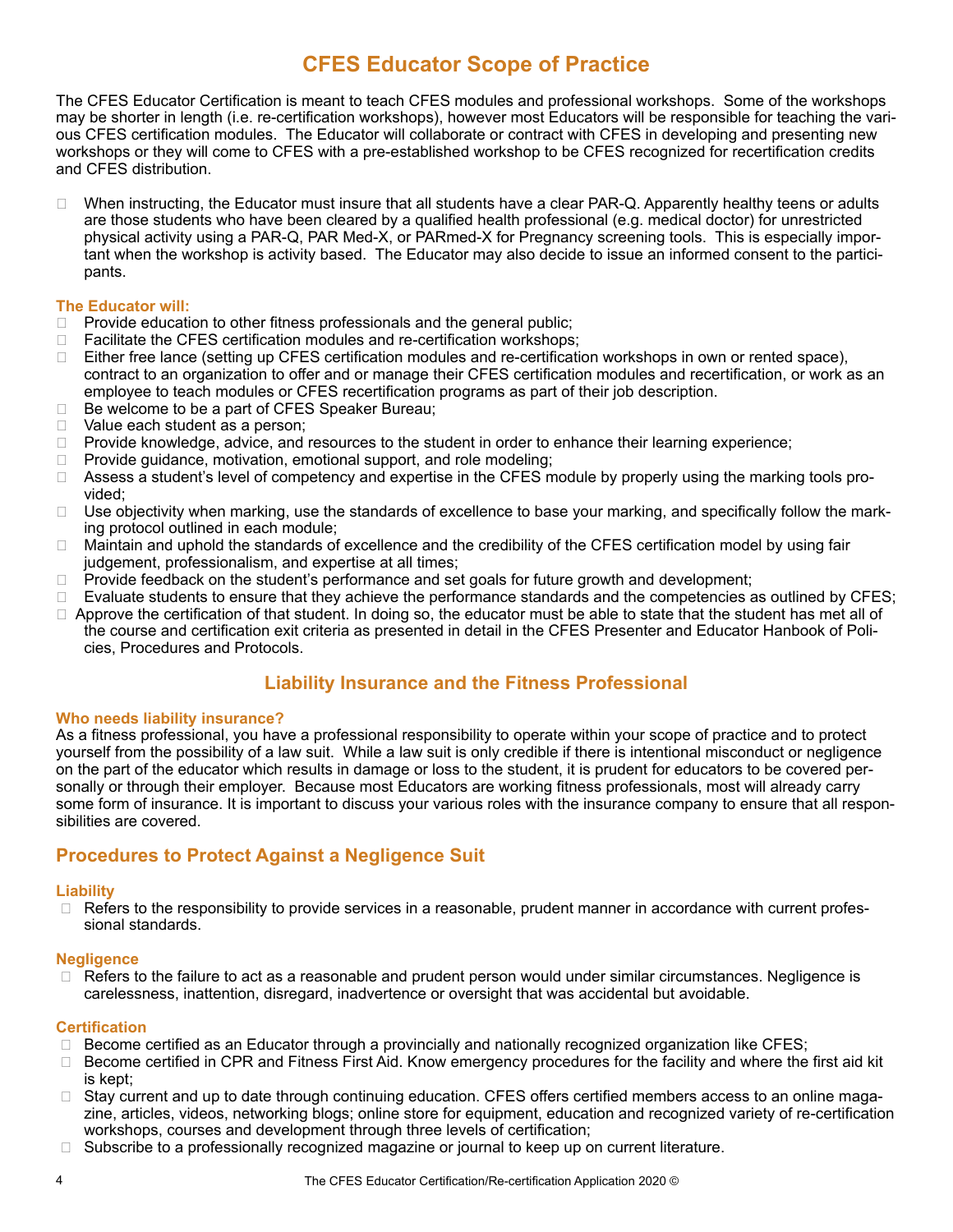# CFES Educator Scope of Practice

The CFES Educator Certification is meant to teach CFES modules and professional workshops. Some of the workshops may be shorter in length (i.e. re-certification workshops), however most Educators will be responsible for teaching the various CFES certification modules. The Educator will collaborate or contract with CFES in developing and presenting new workshops or they will come to CFES with a pre-established workshop to be CFES recognized for recertification credits and CFES distribution.

- When instructing, the Educator must insure that all students have a clear PAR-Q. Apparently healthy teens or adults are those students who have been cleared by a qualified health professional (e.g. medical doctor) for unrestricted physical activity using a PAR-Q, PAR Med-X, or PARmed-X for Pregnancy screening tools. This is especially important when the workshop is activity based. The Educator may also decide to issue an informed consent to the participants.

### The Educator will:

- Provide education to other fitness professionals and the general public;
- Facilitate the CFES certification modules and re-certification workshops;
- Either free lance (setting up CFES certification modules and re-certification workshops in own or rented space), contract to an organization to offer and or manage their CFES certification modules and recertification, or work as an employee to teach modules or CFES recertification programs as part of their job description.
- Be welcome to be a part of CFES Speaker Bureau;
- Value each student as a person;
- Provide knowledge, advice, and resources to the student in order to enhance their learning experience;
- Provide guidance, motivation, emotional support, and role modeling;
- Assess a student's level of competency and expertise in the CFES module by properly using the marking tools provided;
- Use objectivity when marking, use the standards of excellence to base your marking, and specifically follow the marking protocol outlined in each module;
- Maintain and uphold the standards of excellence and the credibility of the CFES certification model by using fair judgement, professionalism, and expertise at all times;
- Provide feedback on the student's performance and set goals for future growth and development;
- Evaluate students to ensure that they achieve the performance standards and the competencies as outlined by CFES;
- Approve the certification of that student. In doing so, the educator must be able to state that the student has met all of the course and certification exit criteria as presented in detail in the CFES Presenter and Educator Hanbook of Policies, Procedures and Protocols.

## Liability Insurance and the Fitness Professional

### Who needs liability insurance?

As a fitness professional, you have a professional responsibility to operate within your scope of practice and to protect yourself from the possibility of a law suit. While a law suit is only credible if there is intentional misconduct or negligence on the part of the educator which results in damage or loss to the student, it is prudent for educators to be covered personally or through their employer. Because most Educators are working fitness professionals, most will already carry some form of insurance. It is important to discuss your various roles with the insurance company to ensure that all responsibilities are covered.

## Procedures to Protect Against a Negligence Suit

### Liability

- Refers to the responsibility to provide services in a reasonable, prudent manner in accordance with current professional standards.

### Negligence

- Refers to the failure to act as a reasonable and prudent person would under similar circumstances. Negligence is carelessness, inattention, disregard, inadvertence or oversight that was accidental but avoidable.

### Certification

- Become certified as an Educator through a provincially and nationally recognized organization like CFES;
- Become certified in CPR and Fitness First Aid. Know emergency procedures for the facility and where the first aid kit is kept;
- Stay current and up to date through continuing education. CFES offers certified members access to an online magazine, articles, videos, networking blogs; online store for equipment, education and recognized variety of re-certification workshops, courses and development through three levels of certification;
- Subscribe to a professionally recognized magazine or journal to keep up on current literature.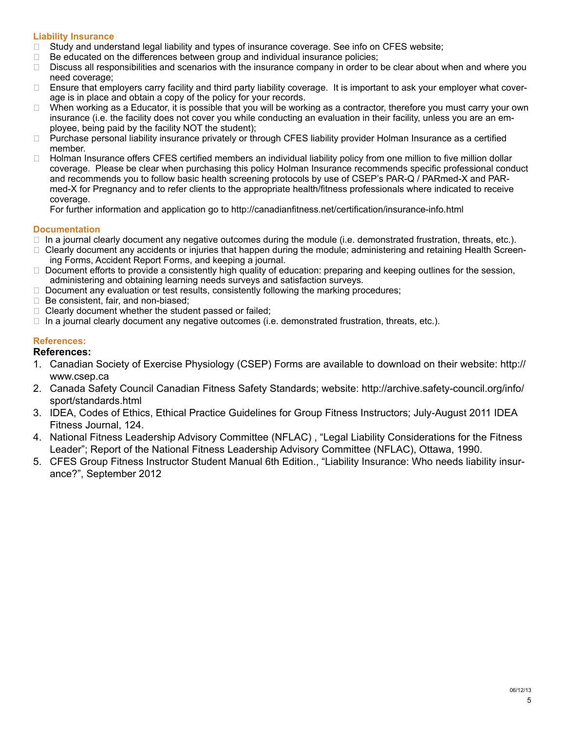### Liability Insurance

- Study and understand legal liability and types of insurance coverage. See info on CFES website;
- Be educated on the differences between group and individual insurance policies;
- Discuss all responsibilities and scenarios with the insurance company in order to be clear about when and where you need coverage;
- Ensure that employers carry facility and third party liability coverage. It is important to ask your employer what coverage is in place and obtain a copy of the policy for your records.
- When working as a Educator, it is possible that you will be working as a contractor, therefore you must carry your own insurance (i.e. the facility does not cover you while conducting an evaluation in their facility, unless you are an employee, being paid by the facility NOT the student);
- Purchase personal liability insurance privately or through CFES liability provider Holman Insurance as a certified member.
- Holman Insurance offers CFES certified members an individual liability policy from one million to five million dollar coverage. Please be clear when purchasing this policy Holman Insurance recommends specific professional conduct and recommends you to follow basic health screening protocols by use of CSEP's PAR-Q / PARmed-X and PARmed-X for Pregnancy and to refer clients to the appropriate health/fitness professionals where indicated to receive coverage.

  For further information and application go to http://canadianfitness.net/certification/insurance-info.html

### Documentation

- In a journal clearly document any negative outcomes during the module (i.e. demonstrated frustration, threats, etc.).
- Clearly document any accidents or injuries that happen during the module; administering and retaining Health Screening Forms, Accident Report Forms, and keeping a journal.
- Document efforts to provide a consistently high quality of education: preparing and keeping outlines for the session, administering and obtaining learning needs surveys and satisfaction surveys.
- Document any evaluation or test results, consistently following the marking procedures;
- Be consistent, fair, and non-biased;
- Clearly document whether the student passed or failed;
- In a journal clearly document any negative outcomes (i.e. demonstrated frustration, threats, etc.).

### References:

**References:**

1. Canadian Society of Exercise Physiology (CSEP) Forms are available to download on their website: http://www.csep.ca
2. Canada Safety Council Canadian Fitness Safety Standards; website: http://archive.safety-council.org/info/sport/standards.html
3. IDEA, Codes of Ethics, Ethical Practice Guidelines for Group Fitness Instructors; July-August 2011 IDEA Fitness Journal, 124.
4. National Fitness Leadership Advisory Committee (NFLAC) , "Legal Liability Considerations for the Fitness Leader"; Report of the National Fitness Leadership Advisory Committee (NFLAC), Ottawa, 1990.
5. CFES Group Fitness Instructor Student Manual 6th Edition., "Liability Insurance: Who needs liability insurance?", September 2012

06/12/13